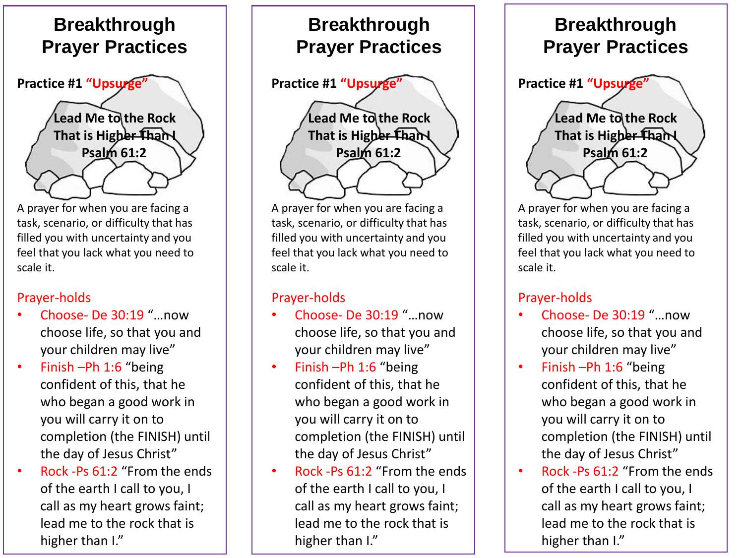# Breakthrough Prayer Practices

**Practice #1 "Upsurge"**

**Lead Me to the Rock That is Higher Than I Psalm 61:2**

A prayer for when you are facing a task, scenario, or difficulty that has filled you with uncertainty and you feel that you lack what you need to scale it.

Prayer-holds

- Choose- De 30:19 "…now choose life, so that you and your children may live"
- Finish –Ph 1:6 "being confident of this, that he who began a good work in you will carry it on to completion (the FINISH) until the day of Jesus Christ"
- Rock -Ps 61:2 "From the ends of the earth I call to you, I call as my heart grows faint; lead me to the rock that is higher than I."

# Breakthrough Prayer Practices

**Practice #1 "Upsurge"**

**Lead Me to the Rock That is Higher Than I Psalm 61:2**

A prayer for when you are facing a task, scenario, or difficulty that has filled you with uncertainty and you feel that you lack what you need to scale it.

Prayer-holds

- Choose- De 30:19 "…now choose life, so that you and your children may live"
- Finish –Ph 1:6 "being confident of this, that he who began a good work in you will carry it on to completion (the FINISH) until the day of Jesus Christ"
- Rock -Ps 61:2 "From the ends of the earth I call to you, I call as my heart grows faint; lead me to the rock that is higher than I."

# Breakthrough Prayer Practices

**Practice #1 "Upsurge"**

**Lead Me to the Rock That is Higher Than I Psalm 61:2**

A prayer for when you are facing a task, scenario, or difficulty that has filled you with uncertainty and you feel that you lack what you need to scale it.

Prayer-holds

- Choose- De 30:19 "…now choose life, so that you and your children may live"
- Finish –Ph 1:6 "being confident of this, that he who began a good work in you will carry it on to completion (the FINISH) until the day of Jesus Christ"
- Rock -Ps 61:2 "From the ends of the earth I call to you, I call as my heart grows faint; lead me to the rock that is higher than I."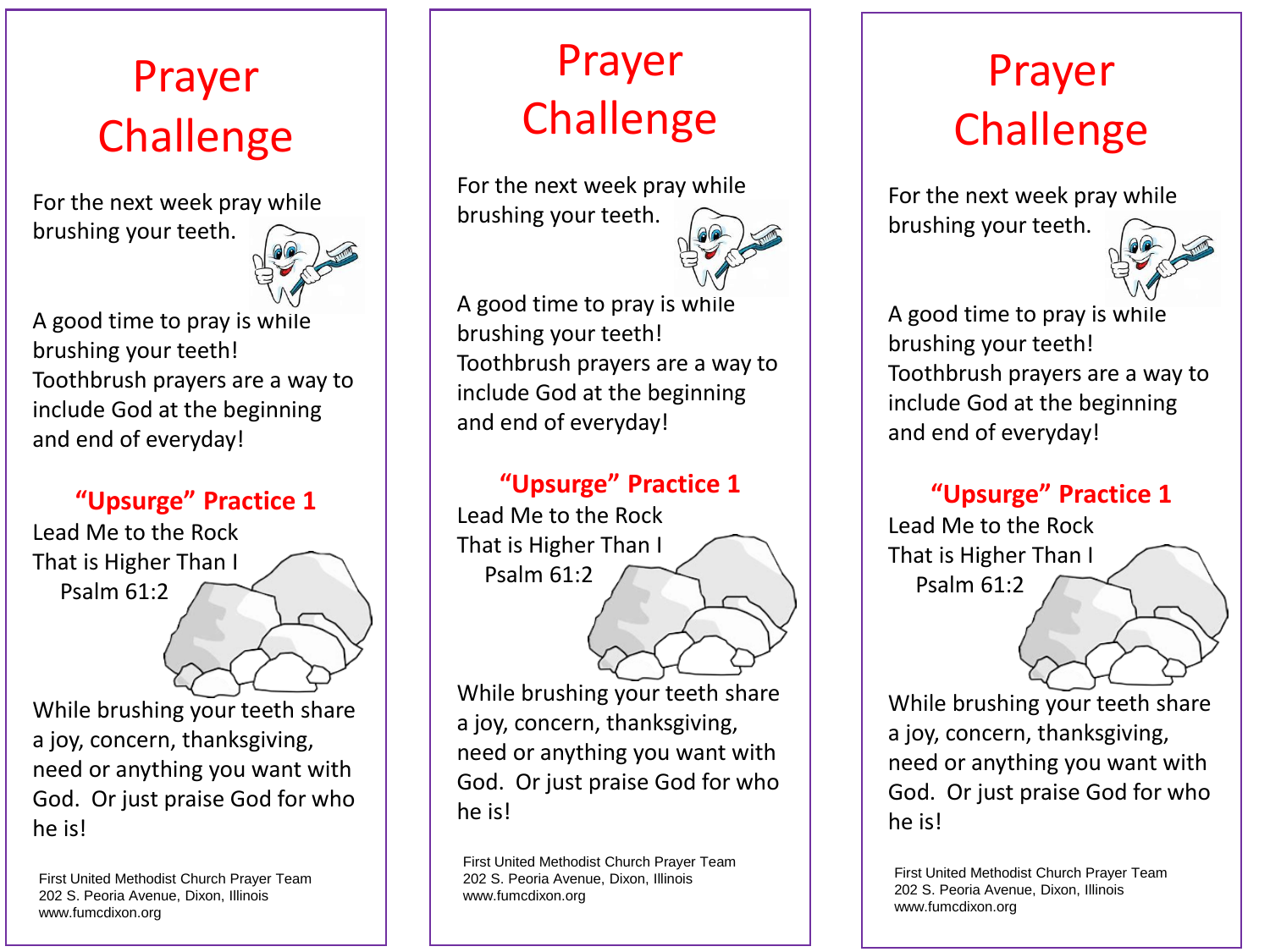# Prayer Challenge

For the next week pray while brushing your teeth.

A good time to pray is while brushing your teeth! Toothbrush prayers are a way to include God at the beginning and end of everyday!

**"Upsurge" Practice 1**

Lead Me to the Rock
That is Higher Than I
Psalm 61:2

While brushing your teeth share a joy, concern, thanksgiving, need or anything you want with God. Or just praise God for who he is!

First United Methodist Church Prayer Team
202 S. Peoria Avenue, Dixon, Illinois
www.fumcdixon.org

# Prayer Challenge

For the next week pray while brushing your teeth.

A good time to pray is while brushing your teeth! Toothbrush prayers are a way to include God at the beginning and end of everyday!

**"Upsurge" Practice 1**

Lead Me to the Rock
That is Higher Than I
Psalm 61:2

While brushing your teeth share a joy, concern, thanksgiving, need or anything you want with God. Or just praise God for who he is!

First United Methodist Church Prayer Team
202 S. Peoria Avenue, Dixon, Illinois
www.fumcdixon.org

# Prayer Challenge

For the next week pray while brushing your teeth.

A good time to pray is while brushing your teeth! Toothbrush prayers are a way to include God at the beginning and end of everyday!

**"Upsurge" Practice 1**

Lead Me to the Rock
That is Higher Than I
Psalm 61:2

While brushing your teeth share a joy, concern, thanksgiving, need or anything you want with God. Or just praise God for who he is!

First United Methodist Church Prayer Team
202 S. Peoria Avenue, Dixon, Illinois
www.fumcdixon.org